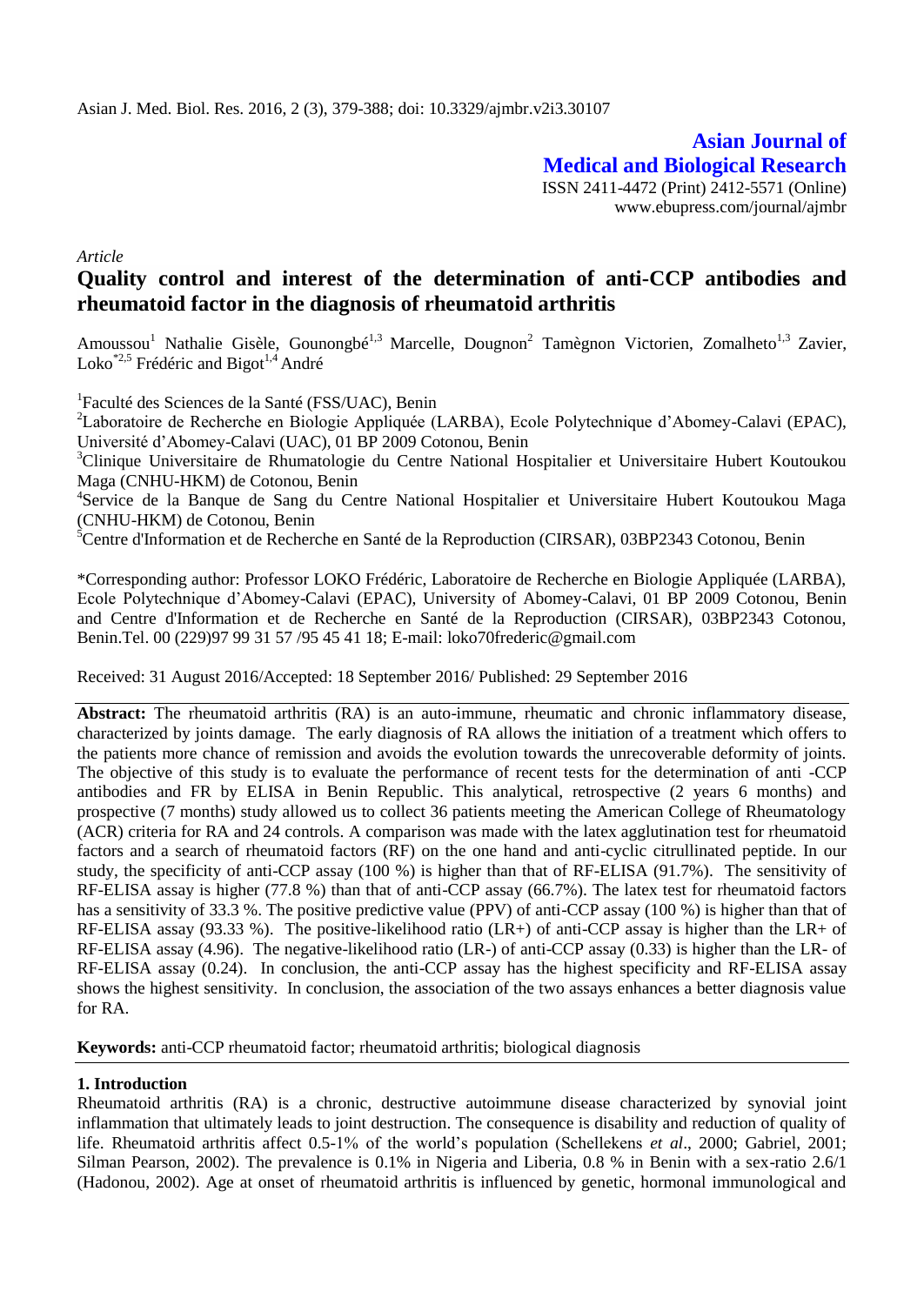**Asian Journal of Medical and Biological Research**

ISSN 2411-4472 (Print) 2412-5571 (Online)
www.ebupress.com/journal/ajmbr

*Article*

# Quality control and interest of the determination of anti-CCP antibodies and rheumatoid factor in the diagnosis of rheumatoid arthritis

Amoussou[1] Nathalie Gisèle, Gounongbé[1,3] Marcelle, Dougnon[2] Tamègnon Victorien, Zomalheto[1,3] Zavier, Loko[*2,5] Frédéric and Bigot[1,4] André

[1]Faculté des Sciences de la Santé (FSS/UAC), Benin

[2]Laboratoire de Recherche en Biologie Appliquée (LARBA), Ecole Polytechnique d'Abomey-Calavi (EPAC), Université d'Abomey-Calavi (UAC), 01 BP 2009 Cotonou, Benin

[3]Clinique Universitaire de Rhumatologie du Centre National Hospitalier et Universitaire Hubert Koutoukou Maga (CNHU-HKM) de Cotonou, Benin

[4]Service de la Banque de Sang du Centre National Hospitalier et Universitaire Hubert Koutoukou Maga (CNHU-HKM) de Cotonou, Benin

[5]Centre d'Information et de Recherche en Santé de la Reproduction (CIRSAR), 03BP2343 Cotonou, Benin

*Corresponding author: Professor LOKO Frédéric, Laboratoire de Recherche en Biologie Appliquée (LARBA), Ecole Polytechnique d'Abomey-Calavi (EPAC), University of Abomey-Calavi, 01 BP 2009 Cotonou, Benin and Centre d'Information et de Recherche en Santé de la Reproduction (CIRSAR), 03BP2343 Cotonou, Benin.Tel. 00 (229)97 99 31 57 /95 45 41 18; E-mail: loko70frederic@gmail.com

Received: 31 August 2016/Accepted: 18 September 2016/ Published: 29 September 2016

**Abstract:** The rheumatoid arthritis (RA) is an auto-immune, rheumatic and chronic inflammatory disease, characterized by joints damage. The early diagnosis of RA allows the initiation of a treatment which offers to the patients more chance of remission and avoids the evolution towards the unrecoverable deformity of joints. The objective of this study is to evaluate the performance of recent tests for the determination of anti -CCP antibodies and FR by ELISA in Benin Republic. This analytical, retrospective (2 years 6 months) and prospective (7 months) study allowed us to collect 36 patients meeting the American College of Rheumatology (ACR) criteria for RA and 24 controls. A comparison was made with the latex agglutination test for rheumatoid factors and a search of rheumatoid factors (RF) on the one hand and anti-cyclic citrullinated peptide. In our study, the specificity of anti-CCP assay (100 %) is higher than that of RF-ELISA (91.7%). The sensitivity of RF-ELISA assay is higher (77.8 %) than that of anti-CCP assay (66.7%). The latex test for rheumatoid factors has a sensitivity of 33.3 %. The positive predictive value (PPV) of anti-CCP assay (100 %) is higher than that of RF-ELISA assay (93.33 %). The positive-likelihood ratio (LR+) of anti-CCP assay is higher than the LR+ of RF-ELISA assay (4.96). The negative-likelihood ratio (LR-) of anti-CCP assay (0.33) is higher than the LR- of RF-ELISA assay (0.24). In conclusion, the anti-CCP assay has the highest specificity and RF-ELISA assay shows the highest sensitivity. In conclusion, the association of the two assays enhances a better diagnosis value for RA.

**Keywords:** anti-CCP rheumatoid factor; rheumatoid arthritis; biological diagnosis

## 1. Introduction

Rheumatoid arthritis (RA) is a chronic, destructive autoimmune disease characterized by synovial joint inflammation that ultimately leads to joint destruction. The consequence is disability and reduction of quality of life. Rheumatoid arthritis affect 0.5-1% of the world's population (Schellekens *et al*., 2000; Gabriel, 2001; Silman Pearson, 2002). The prevalence is 0.1% in Nigeria and Liberia, 0.8 % in Benin with a sex-ratio 2.6/1 (Hadonou, 2002). Age at onset of rheumatoid arthritis is influenced by genetic, hormonal immunological and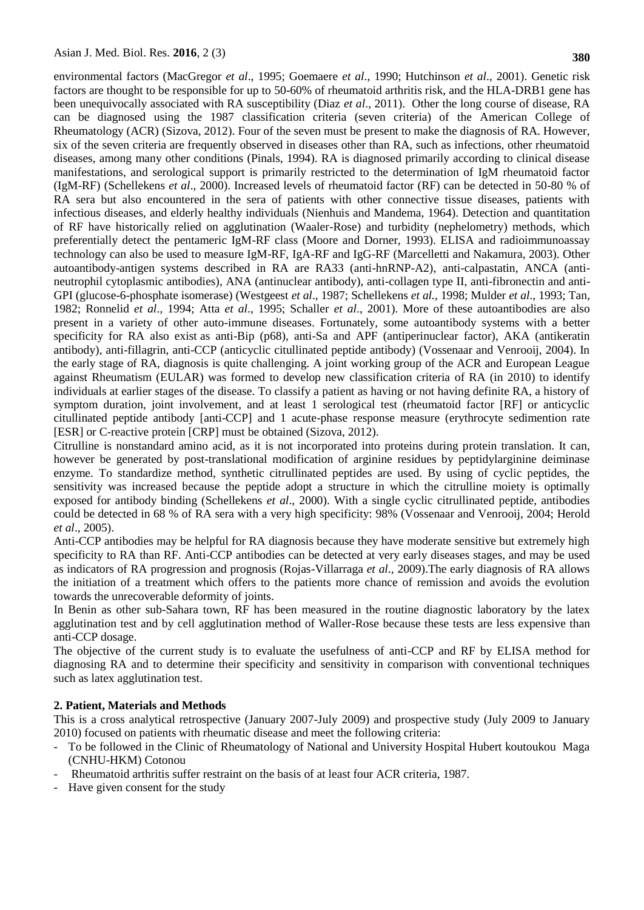environmental factors (MacGregor *et al*., 1995; Goemaere *et al*., 1990; Hutchinson *et al*., 2001). Genetic risk factors are thought to be responsible for up to 50-60% of rheumatoid arthritis risk, and the HLA-DRB1 gene has been unequivocally associated with RA susceptibility (Diaz *et al*., 2011). Other the long course of disease, RA can be diagnosed using the 1987 classification criteria (seven criteria) of the American College of Rheumatology (ACR) (Sizova, 2012). Four of the seven must be present to make the diagnosis of RA. However, six of the seven criteria are frequently observed in diseases other than RA, such as infections, other rheumatoid diseases, among many other conditions (Pinals, 1994). RA is diagnosed primarily according to clinical disease manifestations, and serological support is primarily restricted to the determination of IgM rheumatoid factor (IgM-RF) (Schellekens *et al*., 2000). Increased levels of rheumatoid factor (RF) can be detected in 50-80 % of RA sera but also encountered in the sera of patients with other connective tissue diseases, patients with infectious diseases, and elderly healthy individuals (Nienhuis and Mandema, 1964). Detection and quantitation of RF have historically relied on agglutination (Waaler-Rose) and turbidity (nephelometry) methods, which preferentially detect the pentameric IgM-RF class (Moore and Dorner, 1993). ELISA and radioimmunoassay technology can also be used to measure IgM-RF, IgA-RF and IgG-RF (Marcelletti and Nakamura, 2003). Other autoantibody-antigen systems described in RA are RA33 (anti-hnRNP-A2), anti-calpastatin, ANCA (anti-neutrophil cytoplasmic antibodies), ANA (antinuclear antibody), anti-collagen type II, anti-fibronectin and anti-GPI (glucose-6-phosphate isomerase) (Westgeest *et al*., 1987; Schellekens *et al.,* 1998; Mulder *et al*., 1993; Tan, 1982; Ronnelid *et al*., 1994; Atta *et al*., 1995; Schaller *et al*., 2001). More of these autoantibodies are also present in a variety of other auto-immune diseases. Fortunately, some autoantibody systems with a better specificity for RA also exist as anti-Bip (p68), anti-Sa and APF (antiperinuclear factor), AKA (antikeratin antibody), anti-fillagrin, anti-CCP (anticyclic citullinated peptide antibody) (Vossenaar and Venrooij, 2004). In the early stage of RA, diagnosis is quite challenging. A joint working group of the ACR and European League against Rheumatism (EULAR) was formed to develop new classification criteria of RA (in 2010) to identify individuals at earlier stages of the disease. To classify a patient as having or not having definite RA, a history of symptom duration, joint involvement, and at least 1 serological test (rheumatoid factor [RF] or anticyclic citullinated peptide antibody [anti-CCP] and 1 acute-phase response measure (erythrocyte sedimention rate [ESR] or C-reactive protein [CRP] must be obtained (Sizova, 2012).

Citrulline is nonstandard amino acid, as it is not incorporated into proteins during protein translation. It can, however be generated by post-translational modification of arginine residues by peptidylarginine deiminase enzyme. To standardize method, synthetic citrullinated peptides are used. By using of cyclic peptides, the sensitivity was increased because the peptide adopt a structure in which the citrulline moiety is optimally exposed for antibody binding (Schellekens *et al*., 2000). With a single cyclic citrullinated peptide, antibodies could be detected in 68 % of RA sera with a very high specificity: 98% (Vossenaar and Venrooij, 2004; Herold *et al*., 2005).

Anti-CCP antibodies may be helpful for RA diagnosis because they have moderate sensitive but extremely high specificity to RA than RF. Anti-CCP antibodies can be detected at very early diseases stages, and may be used as indicators of RA progression and prognosis (Rojas-Villarraga *et al*., 2009).The early diagnosis of RA allows the initiation of a treatment which offers to the patients more chance of remission and avoids the evolution towards the unrecoverable deformity of joints.

In Benin as other sub-Sahara town, RF has been measured in the routine diagnostic laboratory by the latex agglutination test and by cell agglutination method of Waller-Rose because these tests are less expensive than anti-CCP dosage.

The objective of the current study is to evaluate the usefulness of anti-CCP and RF by ELISA method for diagnosing RA and to determine their specificity and sensitivity in comparison with conventional techniques such as latex agglutination test.

## 2. Patient, Materials and Methods

This is a cross analytical retrospective (January 2007-July 2009) and prospective study (July 2009 to January 2010) focused on patients with rheumatic disease and meet the following criteria:

- To be followed in the Clinic of Rheumatology of National and University Hospital Hubert koutoukou Maga (CNHU-HKM) Cotonou
- Rheumatoid arthritis suffer restraint on the basis of at least four ACR criteria, 1987.
- Have given consent for the study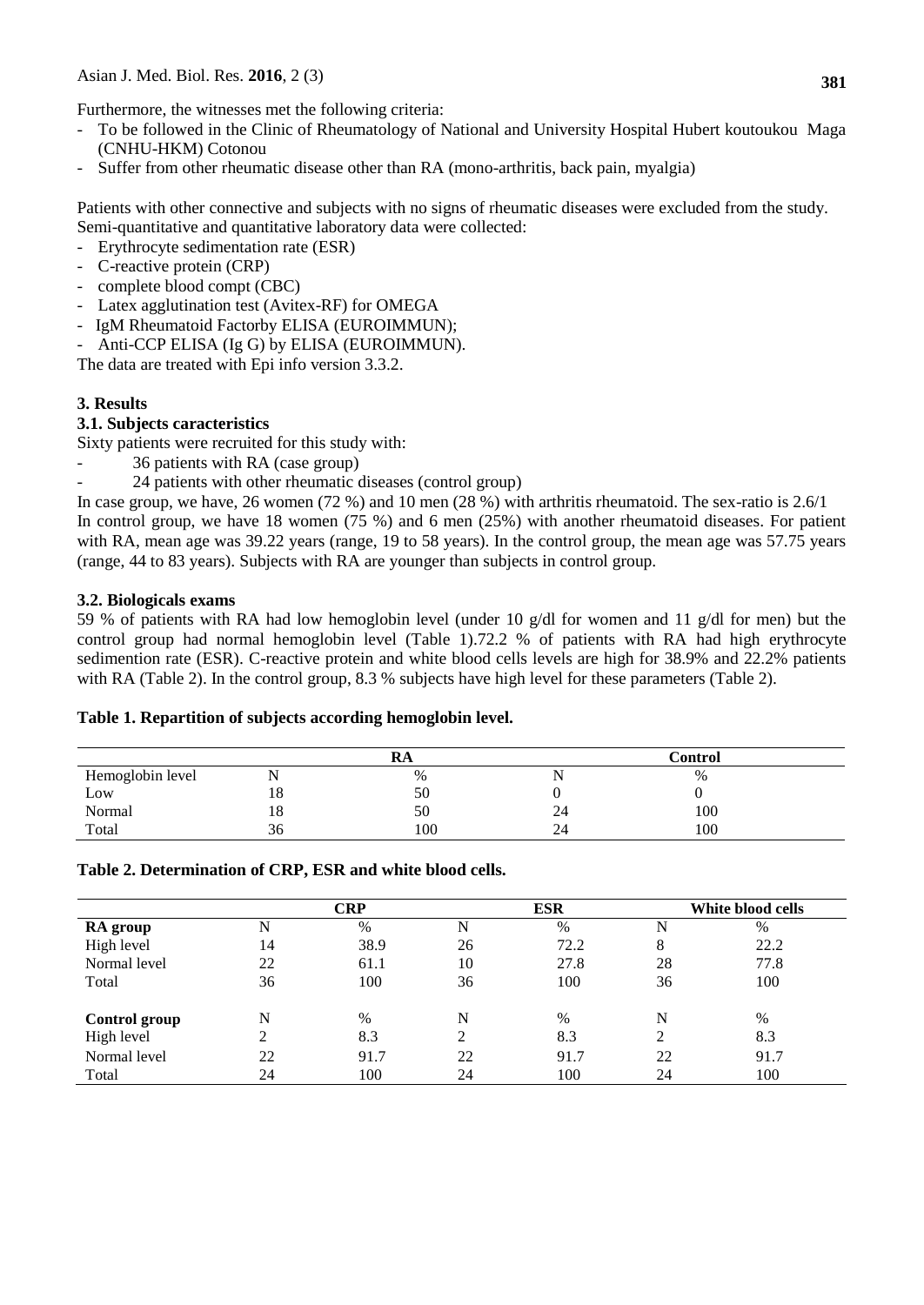Furthermore, the witnesses met the following criteria:

- To be followed in the Clinic of Rheumatology of National and University Hospital Hubert koutoukou Maga (CNHU-HKM) Cotonou
- Suffer from other rheumatic disease other than RA (mono-arthritis, back pain, myalgia)

Patients with other connective and subjects with no signs of rheumatic diseases were excluded from the study. Semi-quantitative and quantitative laboratory data were collected:

- Erythrocyte sedimentation rate (ESR)
- C-reactive protein (CRP)
- complete blood compt (CBC)
- Latex agglutination test (Avitex-RF) for OMEGA
- IgM Rheumatoid Factorby ELISA (EUROIMMUN);
- Anti-CCP ELISA (Ig G) by ELISA (EUROIMMUN).

The data are treated with Epi info version 3.3.2.

## 3. Results

### 3.1. Subjects caracteristics

Sixty patients were recruited for this study with:

- 36 patients with RA (case group)
- 24 patients with other rheumatic diseases (control group)

In case group, we have, 26 women (72 %) and 10 men (28 %) with arthritis rheumatoid. The sex-ratio is 2.6/1
In control group, we have 18 women (75 %) and 6 men (25%) with another rheumatoid diseases. For patient with RA, mean age was 39.22 years (range, 19 to 58 years). In the control group, the mean age was 57.75 years (range, 44 to 83 years). Subjects with RA are younger than subjects in control group.

### 3.2. Biologicals exams

59 % of patients with RA had low hemoglobin level (under 10 g/dl for women and 11 g/dl for men) but the control group had normal hemoglobin level (Table 1).72.2 % of patients with RA had high erythrocyte sedimention rate (ESR). C-reactive protein and white blood cells levels are high for 38.9% and 22.2% patients with RA (Table 2). In the control group, 8.3 % subjects have high level for these parameters (Table 2).

**Table 1. Repartition of subjects according hemoglobin level.**

| | RA | | Control | |
|---|---|---|---|---|
| Hemoglobin level | N | % | N | % |
| Low | 18 | 50 | 0 | 0 |
| Normal | 18 | 50 | 24 | 100 |
| Total | 36 | 100 | 24 | 100 |

**Table 2. Determination of CRP, ESR and white blood cells.**

| | CRP | | ESR | | White blood cells | |
|---|---|---|---|---|---|---|
| **RA group** | N | % | N | % | N | % |
| High level | 14 | 38.9 | 26 | 72.2 | 8 | 22.2 |
| Normal level | 22 | 61.1 | 10 | 27.8 | 28 | 77.8 |
| Total | 36 | 100 | 36 | 100 | 36 | 100 |
| **Control group** | N | % | N | % | N | % |
| High level | 2 | 8.3 | 2 | 8.3 | 2 | 8.3 |
| Normal level | 22 | 91.7 | 22 | 91.7 | 22 | 91.7 |
| Total | 24 | 100 | 24 | 100 | 24 | 100 |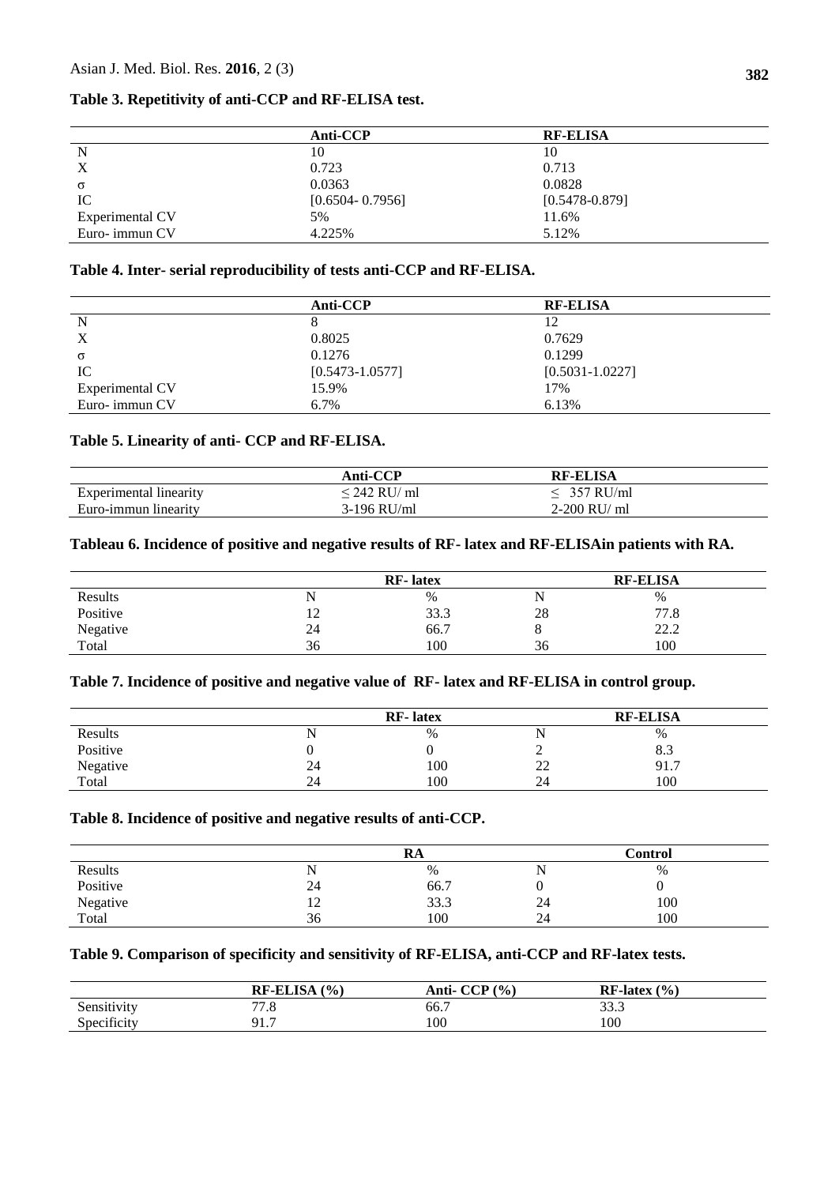**Table 3. Repetitivity of anti-CCP and RF-ELISA test.**

| | Anti-CCP | RF-ELISA |
|---|---|---|
| N | 10 | 10 |
| X | 0.723 | 0.713 |
| σ | 0.0363 | 0.0828 |
| IC | [0.6504- 0.7956] | [0.5478-0.879] |
| Experimental CV | 5% | 11.6% |
| Euro- immun CV | 4.225% | 5.12% |

**Table 4. Inter- serial reproducibility of tests anti-CCP and RF-ELISA.**

| | Anti-CCP | RF-ELISA |
|---|---|---|
| N | 8 | 12 |
| X | 0.8025 | 0.7629 |
| σ | 0.1276 | 0.1299 |
| IC | [0.5473-1.0577] | [0.5031-1.0227] |
| Experimental CV | 15.9% | 17% |
| Euro- immun CV | 6.7% | 6.13% |

**Table 5. Linearity of anti- CCP and RF-ELISA.**

| | Anti-CCP | RF-ELISA |
|---|---|---|
| Experimental linearity | ≤ 242 RU/ ml | ≤ 357 RU/ml |
| Euro-immun linearity | 3-196 RU/ml | 2-200 RU/ ml |

**Tableau 6. Incidence of positive and negative results of RF- latex and RF-ELISAin patients with RA.**

| | RF- latex | | RF-ELISA | |
|---|---|---|---|---|
| Results | N | % | N | % |
| Positive | 12 | 33.3 | 28 | 77.8 |
| Negative | 24 | 66.7 | 8 | 22.2 |
| Total | 36 | 100 | 36 | 100 |

**Table 7. Incidence of positive and negative value of RF- latex and RF-ELISA in control group.**

| | RF- latex | | RF-ELISA | |
|---|---|---|---|---|
| Results | N | % | N | % |
| Positive | 0 | 0 | 2 | 8.3 |
| Negative | 24 | 100 | 22 | 91.7 |
| Total | 24 | 100 | 24 | 100 |

**Table 8. Incidence of positive and negative results of anti-CCP.**

| | RA | | Control | |
|---|---|---|---|---|
| Results | N | % | N | % |
| Positive | 24 | 66.7 | 0 | 0 |
| Negative | 12 | 33.3 | 24 | 100 |
| Total | 36 | 100 | 24 | 100 |

**Table 9. Comparison of specificity and sensitivity of RF-ELISA, anti-CCP and RF-latex tests.**

| | RF-ELISA (%) | Anti- CCP (%) | RF-latex (%) |
|---|---|---|---|
| Sensitivity | 77.8 | 66.7 | 33.3 |
| Specificity | 91.7 | 100 | 100 |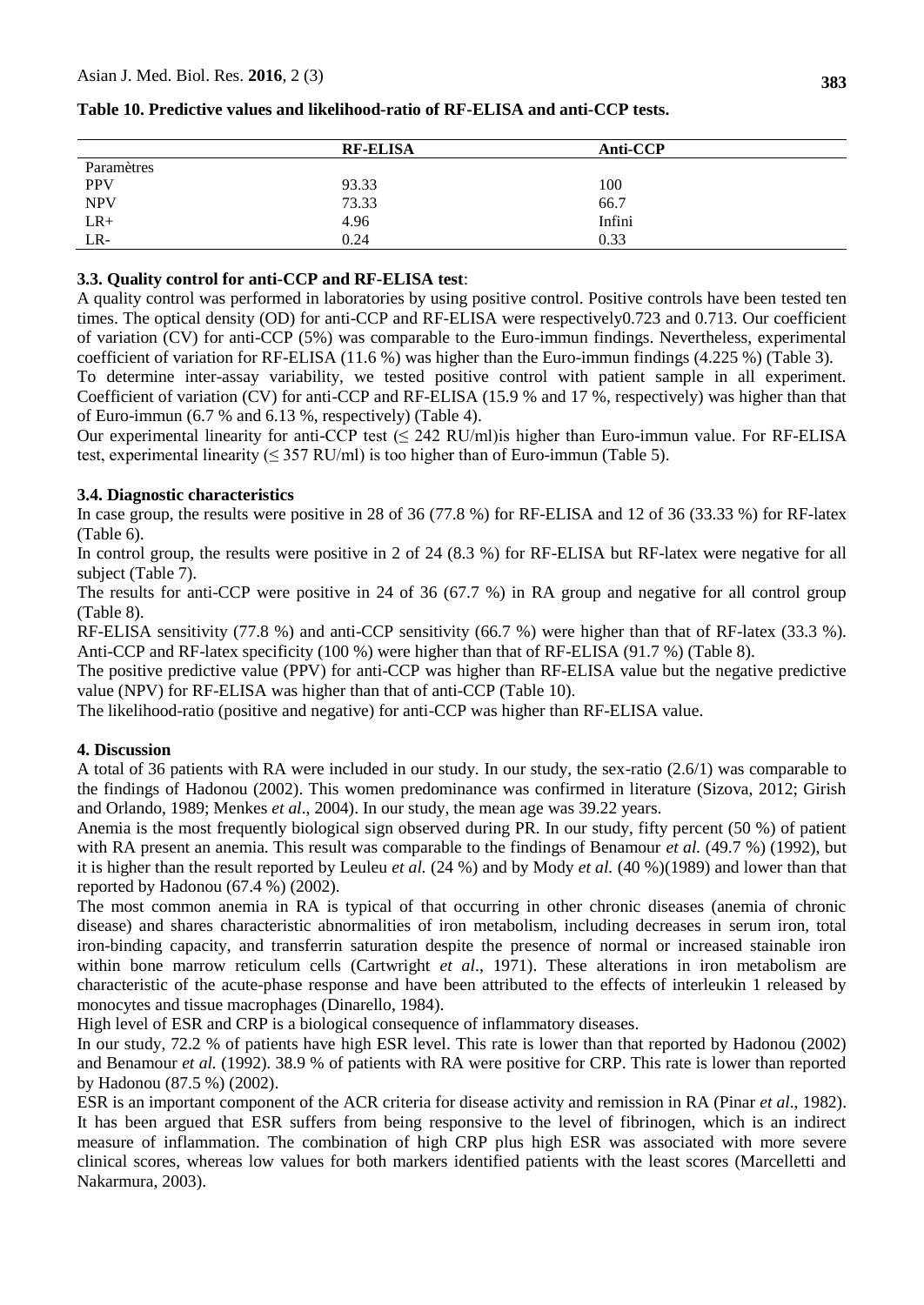**Table 10. Predictive values and likelihood-ratio of RF-ELISA and anti-CCP tests.**

| | RF-ELISA | Anti-CCP |
|---|---|---|
| Paramètres | | |
| PPV | 93.33 | 100 |
| NPV | 73.33 | 66.7 |
| LR+ | 4.96 | Infini |
| LR- | 0.24 | 0.33 |

### 3.3. Quality control for anti-CCP and RF-ELISA test:

A quality control was performed in laboratories by using positive control. Positive controls have been tested ten times. The optical density (OD) for anti-CCP and RF-ELISA were respectively0.723 and 0.713. Our coefficient of variation (CV) for anti-CCP (5%) was comparable to the Euro-immun findings. Nevertheless, experimental coefficient of variation for RF-ELISA (11.6 %) was higher than the Euro-immun findings (4.225 %) (Table 3).

To determine inter-assay variability, we tested positive control with patient sample in all experiment. Coefficient of variation (CV) for anti-CCP and RF-ELISA (15.9 % and 17 %, respectively) was higher than that of Euro-immun (6.7 % and 6.13 %, respectively) (Table 4).

Our experimental linearity for anti-CCP test (≤ 242 RU/ml)is higher than Euro-immun value. For RF-ELISA test, experimental linearity (≤ 357 RU/ml) is too higher than of Euro-immun (Table 5).

### 3.4. Diagnostic characteristics

In case group, the results were positive in 28 of 36 (77.8 %) for RF-ELISA and 12 of 36 (33.33 %) for RF-latex (Table 6).

In control group, the results were positive in 2 of 24 (8.3 %) for RF-ELISA but RF-latex were negative for all subject (Table 7).

The results for anti-CCP were positive in 24 of 36 (67.7 %) in RA group and negative for all control group (Table 8).

RF-ELISA sensitivity (77.8 %) and anti-CCP sensitivity (66.7 %) were higher than that of RF-latex (33.3 %). Anti-CCP and RF-latex specificity (100 %) were higher than that of RF-ELISA (91.7 %) (Table 8).

The positive predictive value (PPV) for anti-CCP was higher than RF-ELISA value but the negative predictive value (NPV) for RF-ELISA was higher than that of anti-CCP (Table 10).

The likelihood-ratio (positive and negative) for anti-CCP was higher than RF-ELISA value.

## 4. Discussion

A total of 36 patients with RA were included in our study. In our study, the sex-ratio (2.6/1) was comparable to the findings of Hadonou (2002). This women predominance was confirmed in literature (Sizova, 2012; Girish and Orlando, 1989; Menkes *et al*., 2004). In our study, the mean age was 39.22 years.

Anemia is the most frequently biological sign observed during PR. In our study, fifty percent (50 %) of patient with RA present an anemia. This result was comparable to the findings of Benamour *et al.* (49.7 %) (1992), but it is higher than the result reported by Leuleu *et al.* (24 %) and by Mody *et al.* (40 %)(1989) and lower than that reported by Hadonou (67.4 %) (2002).

The most common anemia in RA is typical of that occurring in other chronic diseases (anemia of chronic disease) and shares characteristic abnormalities of iron metabolism, including decreases in serum iron, total iron-binding capacity, and transferrin saturation despite the presence of normal or increased stainable iron within bone marrow reticulum cells (Cartwright *et al*., 1971). These alterations in iron metabolism are characteristic of the acute-phase response and have been attributed to the effects of interleukin 1 released by monocytes and tissue macrophages (Dinarello, 1984).

High level of ESR and CRP is a biological consequence of inflammatory diseases.

In our study, 72.2 % of patients have high ESR level. This rate is lower than that reported by Hadonou (2002) and Benamour *et al.* (1992). 38.9 % of patients with RA were positive for CRP. This rate is lower than reported by Hadonou (87.5 %) (2002).

ESR is an important component of the ACR criteria for disease activity and remission in RA (Pinar *et al*., 1982). It has been argued that ESR suffers from being responsive to the level of fibrinogen, which is an indirect measure of inflammation. The combination of high CRP plus high ESR was associated with more severe clinical scores, whereas low values for both markers identified patients with the least scores (Marcelletti and Nakarmura, 2003).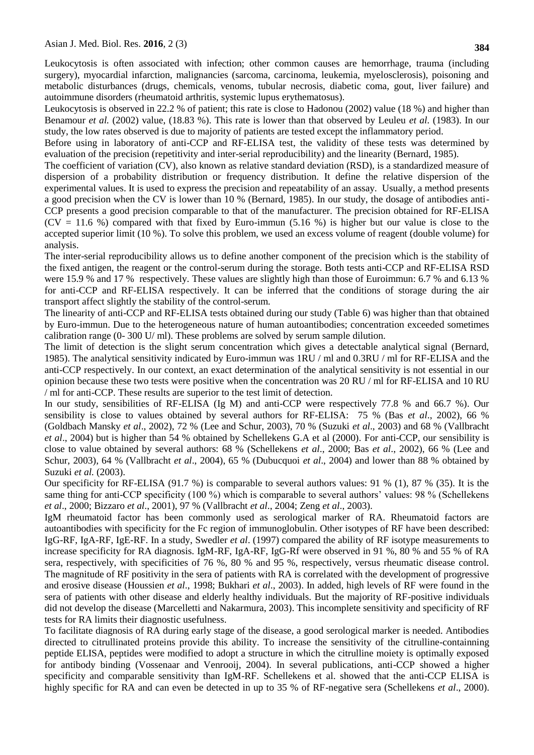Leukocytosis is often associated with infection; other common causes are hemorrhage, trauma (including surgery), myocardial infarction, malignancies (sarcoma, carcinoma, leukemia, myelosclerosis), poisoning and metabolic disturbances (drugs, chemicals, venoms, tubular necrosis, diabetic coma, gout, liver failure) and autoimmune disorders (rheumatoid arthritis, systemic lupus erythematosus).

Leukocytosis is observed in 22.2 % of patient; this rate is close to Hadonou (2002) value (18 %) and higher than Benamour *et al.* (2002) value, (18.83 %). This rate is lower than that observed by Leuleu *et al.* (1983). In our study, the low rates observed is due to majority of patients are tested except the inflammatory period.

Before using in laboratory of anti-CCP and RF-ELISA test, the validity of these tests was determined by evaluation of the precision (repetitivity and inter-serial reproducibility) and the linearity (Bernard, 1985).

The coefficient of variation (CV), also known as relative standard deviation (RSD), is a standardized measure of dispersion of a probability distribution or frequency distribution. It define the relative dispersion of the experimental values. It is used to express the precision and repeatability of an assay. Usually, a method presents a good precision when the CV is lower than 10 % (Bernard, 1985). In our study, the dosage of antibodies anti-CCP presents a good precision comparable to that of the manufacturer. The precision obtained for RF-ELISA (CV = 11.6 %) compared with that fixed by Euro-immun (5.16 %) is higher but our value is close to the accepted superior limit (10 %). To solve this problem, we used an excess volume of reagent (double volume) for analysis.

The inter-serial reproducibility allows us to define another component of the precision which is the stability of the fixed antigen, the reagent or the control-serum during the storage. Both tests anti-CCP and RF-ELISA RSD were 15.9 % and 17 % respectively. These values are slightly high than those of Euroimmun: 6.7 % and 6.13 % for anti-CCP and RF-ELISA respectively. It can be inferred that the conditions of storage during the air transport affect slightly the stability of the control-serum.

The linearity of anti-CCP and RF-ELISA tests obtained during our study (Table 6) was higher than that obtained by Euro-immun. Due to the heterogeneous nature of human autoantibodies; concentration exceeded sometimes calibration range (0- 300 U/ ml). These problems are solved by serum sample dilution.

The limit of detection is the slight serum concentration which gives a detectable analytical signal (Bernard, 1985). The analytical sensitivity indicated by Euro-immun was 1RU / ml and 0.3RU / ml for RF-ELISA and the anti-CCP respectively. In our context, an exact determination of the analytical sensitivity is not essential in our opinion because these two tests were positive when the concentration was 20 RU / ml for RF-ELISA and 10 RU / ml for anti-CCP. These results are superior to the test limit of detection.

In our study, sensibilities of RF-ELISA (Ig M) and anti-CCP were respectively 77.8 % and 66.7 %). Our sensibility is close to values obtained by several authors for RF-ELISA: 75 % (Bas *et al*., 2002), 66 % (Goldbach Mansky *et al*., 2002), 72 % (Lee and Schur, 2003), 70 % (Suzuki *et al*., 2003) and 68 % (Vallbracht *et al*., 2004) but is higher than 54 % obtained by Schellekens G.A et al (2000). For anti-CCP, our sensibility is close to value obtained by several authors: 68 % (Schellekens *et al*., 2000; Bas *et al*., 2002), 66 % (Lee and Schur, 2003), 64 % (Vallbracht *et al*., 2004), 65 % (Dubucquoi *et al*., 2004) and lower than 88 % obtained by Suzuki *et al.* (2003).

Our specificity for RF-ELISA (91.7 %) is comparable to several authors values: 91 % (1), 87 % (35). It is the same thing for anti-CCP specificity (100 %) which is comparable to several authors' values: 98 % (Schellekens *et al*., 2000; Bizzaro *et al*., 2001), 97 % (Vallbracht *et al*., 2004; Zeng *et al*., 2003).

IgM rheumatoid factor has been commonly used as serological marker of RA. Rheumatoid factors are autoantibodies with specificity for the Fc region of immunoglobulin. Other isotypes of RF have been described: IgG-RF, IgA-RF, IgE-RF. In a study, Swedler *et al*. (1997) compared the ability of RF isotype measurements to increase specificity for RA diagnosis. IgM-RF, IgA-RF, IgG-Rf were observed in 91 %, 80 % and 55 % of RA sera, respectively, with specificities of 76 %, 80 % and 95 %, respectively, versus rheumatic disease control. The magnitude of RF positivity in the sera of patients with RA is correlated with the development of progressive and erosive disease (Houssien *et al*., 1998; Bukhari *et al*., 2003). In added, high levels of RF were found in the sera of patients with other disease and elderly healthy individuals. But the majority of RF-positive individuals did not develop the disease (Marcelletti and Nakarmura, 2003). This incomplete sensitivity and specificity of RF tests for RA limits their diagnostic usefulness.

To facilitate diagnosis of RA during early stage of the disease, a good serological marker is needed. Antibodies directed to citrullinated proteins provide this ability. To increase the sensitivity of the citrulline-containning peptide ELISA, peptides were modified to adopt a structure in which the citrulline moiety is optimally exposed for antibody binding (Vossenaar and Venrooij, 2004). In several publications, anti-CCP showed a higher specificity and comparable sensitivity than IgM-RF. Schellekens et al. showed that the anti-CCP ELISA is highly specific for RA and can even be detected in up to 35 % of RF-negative sera (Schellekens *et al*., 2000).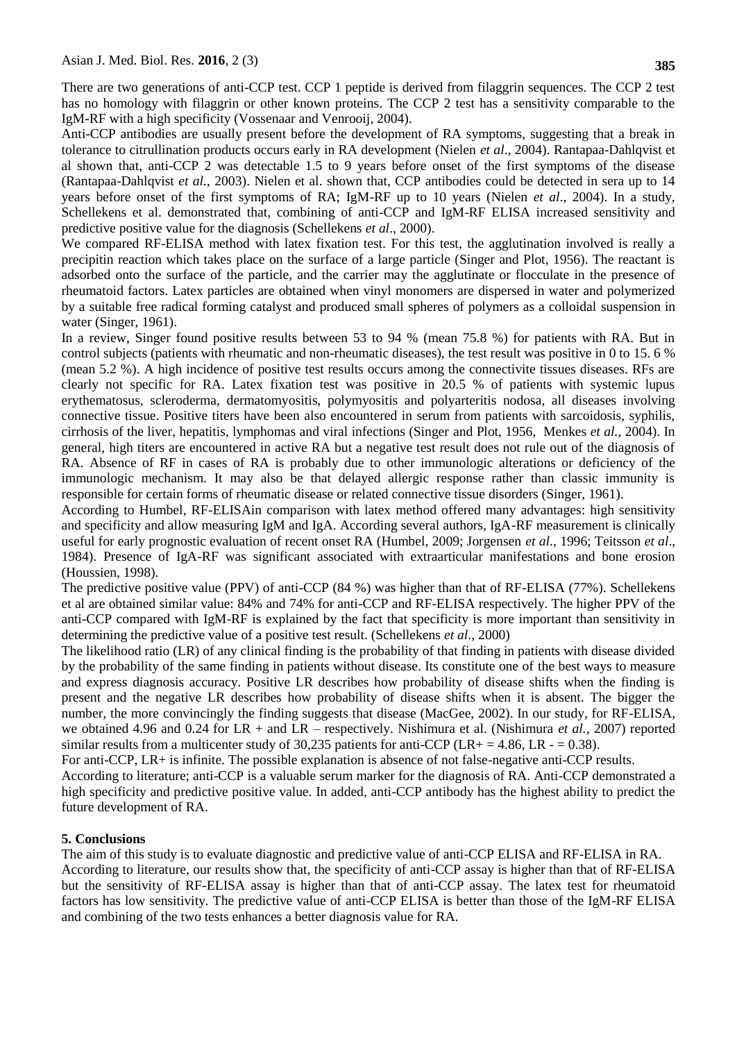There are two generations of anti-CCP test. CCP 1 peptide is derived from filaggrin sequences. The CCP 2 test has no homology with filaggrin or other known proteins. The CCP 2 test has a sensitivity comparable to the IgM-RF with a high specificity (Vossenaar and Venrooij, 2004).

Anti-CCP antibodies are usually present before the development of RA symptoms, suggesting that a break in tolerance to citrullination products occurs early in RA development (Nielen *et al*., 2004). Rantapaa-Dahlqvist et al shown that, anti-CCP 2 was detectable 1.5 to 9 years before onset of the first symptoms of the disease (Rantapaa-Dahlqvist *et al.*, 2003). Nielen et al. shown that, CCP antibodies could be detected in sera up to 14 years before onset of the first symptoms of RA; IgM-RF up to 10 years (Nielen *et al*., 2004). In a study, Schellekens et al. demonstrated that, combining of anti-CCP and IgM-RF ELISA increased sensitivity and predictive positive value for the diagnosis (Schellekens *et al*., 2000).

We compared RF-ELISA method with latex fixation test. For this test, the agglutination involved is really a precipitin reaction which takes place on the surface of a large particle (Singer and Plot, 1956). The reactant is adsorbed onto the surface of the particle, and the carrier may the agglutinate or flocculate in the presence of rheumatoid factors. Latex particles are obtained when vinyl monomers are dispersed in water and polymerized by a suitable free radical forming catalyst and produced small spheres of polymers as a colloidal suspension in water (Singer, 1961).

In a review, Singer found positive results between 53 to 94 % (mean 75.8 %) for patients with RA. But in control subjects (patients with rheumatic and non-rheumatic diseases), the test result was positive in 0 to 15. 6 % (mean 5.2 %). A high incidence of positive test results occurs among the connectivite tissues diseases. RFs are clearly not specific for RA. Latex fixation test was positive in 20.5 % of patients with systemic lupus erythematosus, scleroderma, dermatomyositis, polymyositis and polyarteritis nodosa, all diseases involving connective tissue. Positive titers have been also encountered in serum from patients with sarcoidosis, syphilis, cirrhosis of the liver, hepatitis, lymphomas and viral infections (Singer and Plot, 1956, Menkes *et al.*, 2004). In general, high titers are encountered in active RA but a negative test result does not rule out of the diagnosis of RA. Absence of RF in cases of RA is probably due to other immunologic alterations or deficiency of the immunologic mechanism. It may also be that delayed allergic response rather than classic immunity is responsible for certain forms of rheumatic disease or related connective tissue disorders (Singer, 1961).

According to Humbel, RF-ELISAin comparison with latex method offered many advantages: high sensitivity and specificity and allow measuring IgM and IgA. According several authors, IgA-RF measurement is clinically useful for early prognostic evaluation of recent onset RA (Humbel, 2009; Jorgensen *et al*., 1996; Teitsson *et al*., 1984). Presence of IgA-RF was significant associated with extraarticular manifestations and bone erosion (Houssien, 1998).

The predictive positive value (PPV) of anti-CCP (84 %) was higher than that of RF-ELISA (77%). Schellekens et al are obtained similar value: 84% and 74% for anti-CCP and RF-ELISA respectively. The higher PPV of the anti-CCP compared with IgM-RF is explained by the fact that specificity is more important than sensitivity in determining the predictive value of a positive test result. (Schellekens *et al*., 2000)

The likelihood ratio (LR) of any clinical finding is the probability of that finding in patients with disease divided by the probability of the same finding in patients without disease. Its constitute one of the best ways to measure and express diagnosis accuracy. Positive LR describes how probability of disease shifts when the finding is present and the negative LR describes how probability of disease shifts when it is absent. The bigger the number, the more convincingly the finding suggests that disease (MacGee, 2002). In our study, for RF-ELISA, we obtained 4.96 and 0.24 for LR + and LR – respectively. Nishimura et al. (Nishimura *et al.,* 2007) reported similar results from a multicenter study of 30,235 patients for anti-CCP (LR+ = 4.86, LR - = 0.38).

For anti-CCP, LR+ is infinite. The possible explanation is absence of not false-negative anti-CCP results.

According to literature; anti-CCP is a valuable serum marker for the diagnosis of RA. Anti-CCP demonstrated a high specificity and predictive positive value. In added, anti-CCP antibody has the highest ability to predict the future development of RA.

## 5. Conclusions

The aim of this study is to evaluate diagnostic and predictive value of anti-CCP ELISA and RF-ELISA in RA.

According to literature, our results show that, the specificity of anti-CCP assay is higher than that of RF-ELISA but the sensitivity of RF-ELISA assay is higher than that of anti-CCP assay. The latex test for rheumatoid factors has low sensitivity. The predictive value of anti-CCP ELISA is better than those of the IgM-RF ELISA and combining of the two tests enhances a better diagnosis value for RA.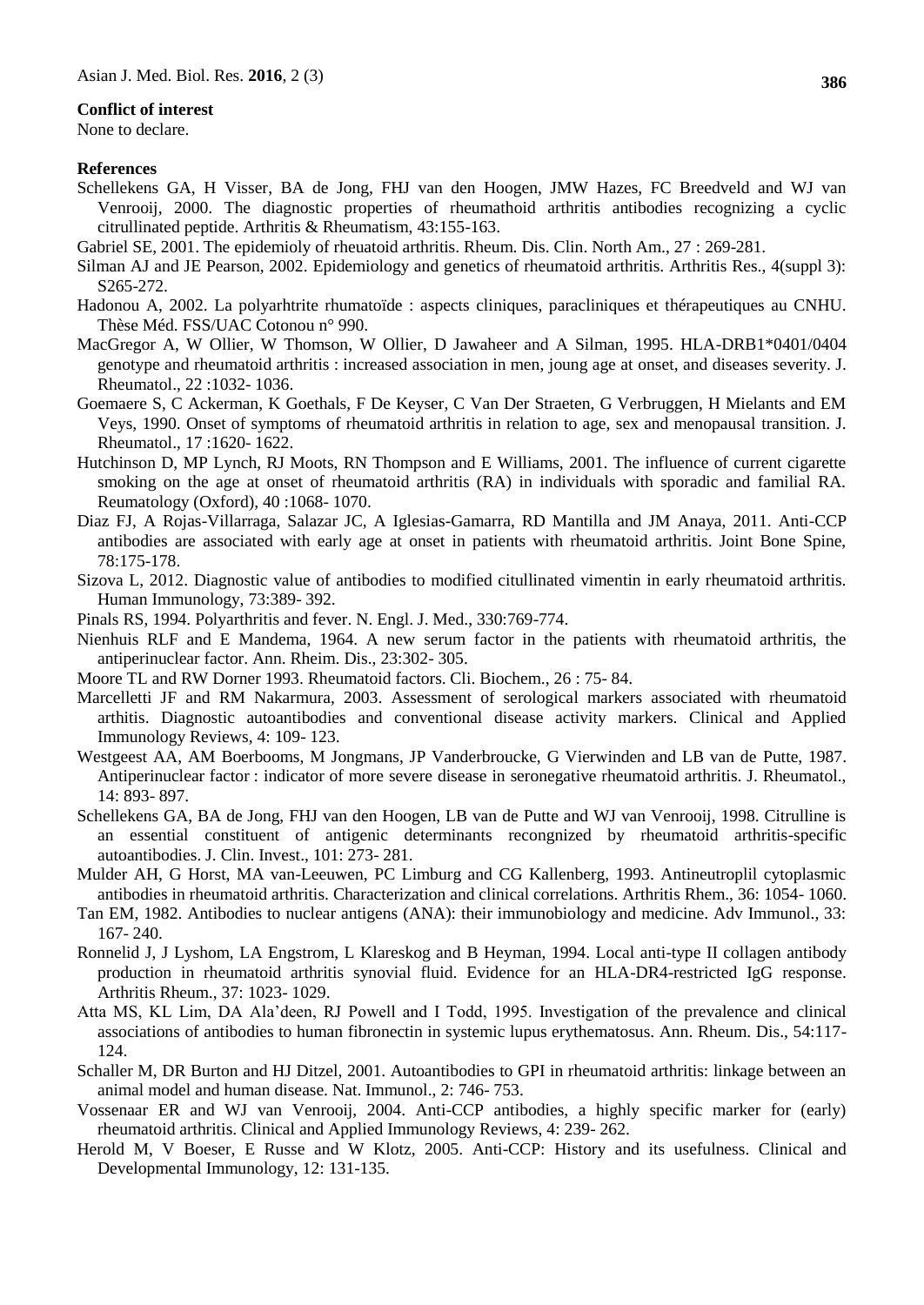**Conflict of interest**

None to declare.

**References**

Schellekens GA, H Visser, BA de Jong, FHJ van den Hoogen, JMW Hazes, FC Breedveld and WJ van Venrooij, 2000. The diagnostic properties of rheumathoid arthritis antibodies recognizing a cyclic citrullinated peptide. Arthritis & Rheumatism, 43:155-163.

Gabriel SE, 2001. The epidemioly of rheuatoid arthritis. Rheum. Dis. Clin. North Am., 27 : 269-281.

Silman AJ and JE Pearson, 2002. Epidemiology and genetics of rheumatoid arthritis. Arthritis Res., 4(suppl 3): S265-272.

Hadonou A, 2002. La polyarhtrite rhumatoïde : aspects cliniques, paracliniques et thérapeutiques au CNHU. Thèse Méd. FSS/UAC Cotonou n° 990.

MacGregor A, W Ollier, W Thomson, W Ollier, D Jawaheer and A Silman, 1995. HLA-DRB1*0401/0404 genotype and rheumatoid arthritis : increased association in men, joung age at onset, and diseases severity. J. Rheumatol., 22 :1032- 1036.

Goemaere S, C Ackerman, K Goethals, F De Keyser, C Van Der Straeten, G Verbruggen, H Mielants and EM Veys, 1990. Onset of symptoms of rheumatoid arthritis in relation to age, sex and menopausal transition. J. Rheumatol., 17 :1620- 1622.

Hutchinson D, MP Lynch, RJ Moots, RN Thompson and E Williams, 2001. The influence of current cigarette smoking on the age at onset of rheumatoid arthritis (RA) in individuals with sporadic and familial RA. Reumatology (Oxford), 40 :1068- 1070.

Diaz FJ, A Rojas-Villarraga, Salazar JC, A Iglesias-Gamarra, RD Mantilla and JM Anaya, 2011. Anti-CCP antibodies are associated with early age at onset in patients with rheumatoid arthritis. Joint Bone Spine, 78:175-178.

Sizova L, 2012. Diagnostic value of antibodies to modified citullinated vimentin in early rheumatoid arthritis. Human Immunology, 73:389- 392.

Pinals RS, 1994. Polyarthritis and fever. N. Engl. J. Med., 330:769-774.

Nienhuis RLF and E Mandema, 1964. A new serum factor in the patients with rheumatoid arthritis, the antiperinuclear factor. Ann. Rheim. Dis., 23:302- 305.

Moore TL and RW Dorner 1993. Rheumatoid factors. Cli. Biochem., 26 : 75- 84.

Marcelletti JF and RM Nakarmura, 2003. Assessment of serological markers associated with rheumatoid arthitis. Diagnostic autoantibodies and conventional disease activity markers. Clinical and Applied Immunology Reviews, 4: 109- 123.

Westgeest AA, AM Boerbooms, M Jongmans, JP Vanderbroucke, G Vierwinden and LB van de Putte, 1987. Antiperinuclear factor : indicator of more severe disease in seronegative rheumatoid arthritis. J. Rheumatol., 14: 893- 897.

Schellekens GA, BA de Jong, FHJ van den Hoogen, LB van de Putte and WJ van Venrooij, 1998. Citrulline is an essential constituent of antigenic determinants recongnized by rheumatoid arthritis-specific autoantibodies. J. Clin. Invest., 101: 273- 281.

Mulder AH, G Horst, MA van-Leeuwen, PC Limburg and CG Kallenberg, 1993. Antineutroplil cytoplasmic antibodies in rheumatoid arthritis. Characterization and clinical correlations. Arthritis Rhem., 36: 1054- 1060.

Tan EM, 1982. Antibodies to nuclear antigens (ANA): their immunobiology and medicine. Adv Immunol., 33: 167- 240.

Ronnelid J, J Lyshom, LA Engstrom, L Klareskog and B Heyman, 1994. Local anti-type II collagen antibody production in rheumatoid arthritis synovial fluid. Evidence for an HLA-DR4-restricted IgG response. Arthritis Rheum., 37: 1023- 1029.

Atta MS, KL Lim, DA Ala'deen, RJ Powell and I Todd, 1995. Investigation of the prevalence and clinical associations of antibodies to human fibronectin in systemic lupus erythematosus. Ann. Rheum. Dis., 54:117-124.

Schaller M, DR Burton and HJ Ditzel, 2001. Autoantibodies to GPI in rheumatoid arthritis: linkage between an animal model and human disease. Nat. Immunol., 2: 746- 753.

Vossenaar ER and WJ van Venrooij, 2004. Anti-CCP antibodies, a highly specific marker for (early) rheumatoid arthritis. Clinical and Applied Immunology Reviews, 4: 239- 262.

Herold M, V Boeser, E Russe and W Klotz, 2005. Anti-CCP: History and its usefulness. Clinical and Developmental Immunology, 12: 131-135.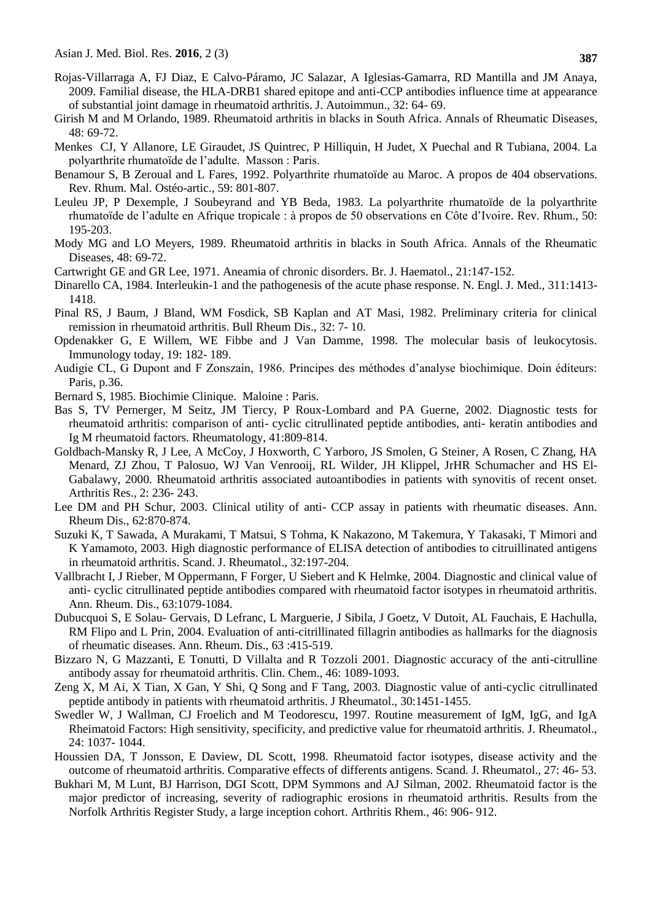Rojas-Villarraga A, FJ Diaz, E Calvo-Páramo, JC Salazar, A Iglesias-Gamarra, RD Mantilla and JM Anaya, 2009. Familial disease, the HLA-DRB1 shared epitope and anti-CCP antibodies influence time at appearance of substantial joint damage in rheumatoid arthritis. J. Autoimmun., 32: 64- 69.

Girish M and M Orlando, 1989. Rheumatoid arthritis in blacks in South Africa. Annals of Rheumatic Diseases, 48: 69-72.

Menkes CJ, Y Allanore, LE Giraudet, JS Quintrec, P Hilliquin, H Judet, X Puechal and R Tubiana, 2004. La polyarthrite rhumatoïde de l'adulte. Masson : Paris.

Benamour S, B Zeroual and L Fares, 1992. Polyarthrite rhumatoïde au Maroc. A propos de 404 observations. Rev. Rhum. Mal. Ostéo-artic., 59: 801-807.

Leuleu JP, P Dexemple, J Soubeyrand and YB Beda, 1983. La polyarthrite rhumatoïde de la polyarthrite rhumatoïde de l'adulte en Afrique tropicale : à propos de 50 observations en Côte d'Ivoire. Rev. Rhum., 50: 195-203.

Mody MG and LO Meyers, 1989. Rheumatoid arthritis in blacks in South Africa. Annals of the Rheumatic Diseases, 48: 69-72.

Cartwright GE and GR Lee, 1971. Aneamia of chronic disorders. Br. J. Haematol., 21:147-152.

Dinarello CA, 1984. Interleukin-1 and the pathogenesis of the acute phase response. N. Engl. J. Med., 311:1413-1418.

Pinal RS, J Baum, J Bland, WM Fosdick, SB Kaplan and AT Masi, 1982. Preliminary criteria for clinical remission in rheumatoid arthritis. Bull Rheum Dis., 32: 7- 10.

Opdenakker G, E Willem, WE Fibbe and J Van Damme, 1998. The molecular basis of leukocytosis. Immunology today, 19: 182- 189.

Audigie CL, G Dupont and F Zonszain, 1986. Principes des méthodes d'analyse biochimique. Doin éditeurs: Paris, p.36.

Bernard S, 1985. Biochimie Clinique. Maloine : Paris.

Bas S, TV Pernerger, M Seitz, JM Tiercy, P Roux-Lombard and PA Guerne, 2002. Diagnostic tests for rheumatoid arthritis: comparison of anti- cyclic citrullinated peptide antibodies, anti- keratin antibodies and Ig M rheumatoid factors. Rheumatology, 41:809-814.

Goldbach-Mansky R, J Lee, A McCoy, J Hoxworth, C Yarboro, JS Smolen, G Steiner, A Rosen, C Zhang, HA Menard, ZJ Zhou, T Palosuo, WJ Van Venrooij, RL Wilder, JH Klippel, JrHR Schumacher and HS El-Gabalawy, 2000. Rheumatoid arthritis associated autoantibodies in patients with synovitis of recent onset. Arthritis Res., 2: 236- 243.

Lee DM and PH Schur, 2003. Clinical utility of anti- CCP assay in patients with rheumatic diseases. Ann. Rheum Dis., 62:870-874.

Suzuki K, T Sawada, A Murakami, T Matsui, S Tohma, K Nakazono, M Takemura, Y Takasaki, T Mimori and K Yamamoto, 2003. High diagnostic performance of ELISA detection of antibodies to citruillinated antigens in rheumatoid arthritis. Scand. J. Rheumatol., 32:197-204.

Vallbracht I, J Rieber, M Oppermann, F Forger, U Siebert and K Helmke, 2004. Diagnostic and clinical value of anti- cyclic citrullinated peptide antibodies compared with rheumatoid factor isotypes in rheumatoid arthritis. Ann. Rheum. Dis., 63:1079-1084.

Dubucquoi S, E Solau- Gervais, D Lefranc, L Marguerie, J Sibila, J Goetz, V Dutoit, AL Fauchais, E Hachulla, RM Flipo and L Prin, 2004. Evaluation of anti-citrillinated fillagrin antibodies as hallmarks for the diagnosis of rheumatic diseases. Ann. Rheum. Dis., 63 :415-519.

Bizzaro N, G Mazzanti, E Tonutti, D Villalta and R Tozzoli 2001. Diagnostic accuracy of the anti-citrulline antibody assay for rheumatoid arthritis. Clin. Chem., 46: 1089-1093.

Zeng X, M Ai, X Tian, X Gan, Y Shi, Q Song and F Tang, 2003. Diagnostic value of anti-cyclic citrullinated peptide antibody in patients with rheumatoid arthritis. J Rheumatol., 30:1451-1455.

Swedler W, J Wallman, CJ Froelich and M Teodorescu, 1997. Routine measurement of IgM, IgG, and IgA Rheimatoid Factors: High sensitivity, specificity, and predictive value for rheumatoid arthritis. J. Rheumatol., 24: 1037- 1044.

Houssien DA, T Jonsson, E Daview, DL Scott, 1998. Rheumatoid factor isotypes, disease activity and the outcome of rheumatoid arthritis. Comparative effects of differents antigens. Scand. J. Rheumatol., 27: 46- 53.

Bukhari M, M Lunt, BJ Harrison, DGI Scott, DPM Symmons and AJ Silman, 2002. Rheumatoid factor is the major predictor of increasing, severity of radiographic erosions in rheumatoid arthritis. Results from the Norfolk Arthritis Register Study, a large inception cohort. Arthritis Rhem., 46: 906- 912.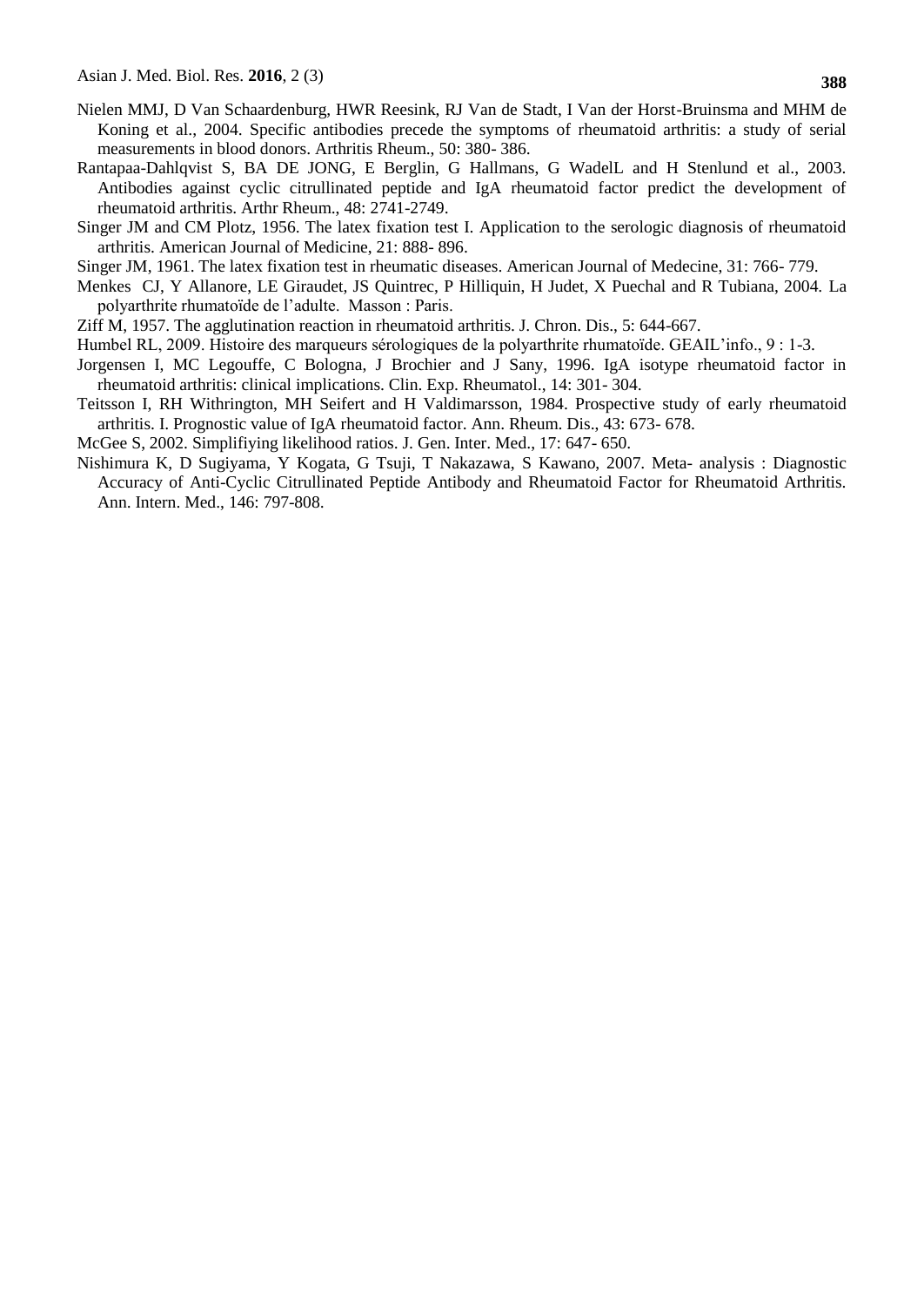Nielen MMJ, D Van Schaardenburg, HWR Reesink, RJ Van de Stadt, I Van der Horst-Bruinsma and MHM de Koning et al., 2004. Specific antibodies precede the symptoms of rheumatoid arthritis: a study of serial measurements in blood donors. Arthritis Rheum., 50: 380- 386.

Rantapaa-Dahlqvist S, BA DE JONG, E Berglin, G Hallmans, G WadelL and H Stenlund et al., 2003. Antibodies against cyclic citrullinated peptide and IgA rheumatoid factor predict the development of rheumatoid arthritis. Arthr Rheum., 48: 2741-2749.

Singer JM and CM Plotz, 1956. The latex fixation test I. Application to the serologic diagnosis of rheumatoid arthritis. American Journal of Medicine, 21: 888- 896.

Singer JM, 1961. The latex fixation test in rheumatic diseases. American Journal of Medecine, 31: 766- 779.

Menkes CJ, Y Allanore, LE Giraudet, JS Quintrec, P Hilliquin, H Judet, X Puechal and R Tubiana, 2004. La polyarthrite rhumatoïde de l'adulte. Masson : Paris.

Ziff M, 1957. The agglutination reaction in rheumatoid arthritis. J. Chron. Dis., 5: 644-667.

Humbel RL, 2009. Histoire des marqueurs sérologiques de la polyarthrite rhumatoïde. GEAIL'info., 9 : 1-3.

Jorgensen I, MC Legouffe, C Bologna, J Brochier and J Sany, 1996. IgA isotype rheumatoid factor in rheumatoid arthritis: clinical implications. Clin. Exp. Rheumatol., 14: 301- 304.

Teitsson I, RH Withrington, MH Seifert and H Valdimarsson, 1984. Prospective study of early rheumatoid arthritis. I. Prognostic value of IgA rheumatoid factor. Ann. Rheum. Dis., 43: 673- 678.

McGee S, 2002. Simplifiying likelihood ratios. J. Gen. Inter. Med., 17: 647- 650.

Nishimura K, D Sugiyama, Y Kogata, G Tsuji, T Nakazawa, S Kawano, 2007. Meta- analysis : Diagnostic Accuracy of Anti-Cyclic Citrullinated Peptide Antibody and Rheumatoid Factor for Rheumatoid Arthritis. Ann. Intern. Med., 146: 797-808.